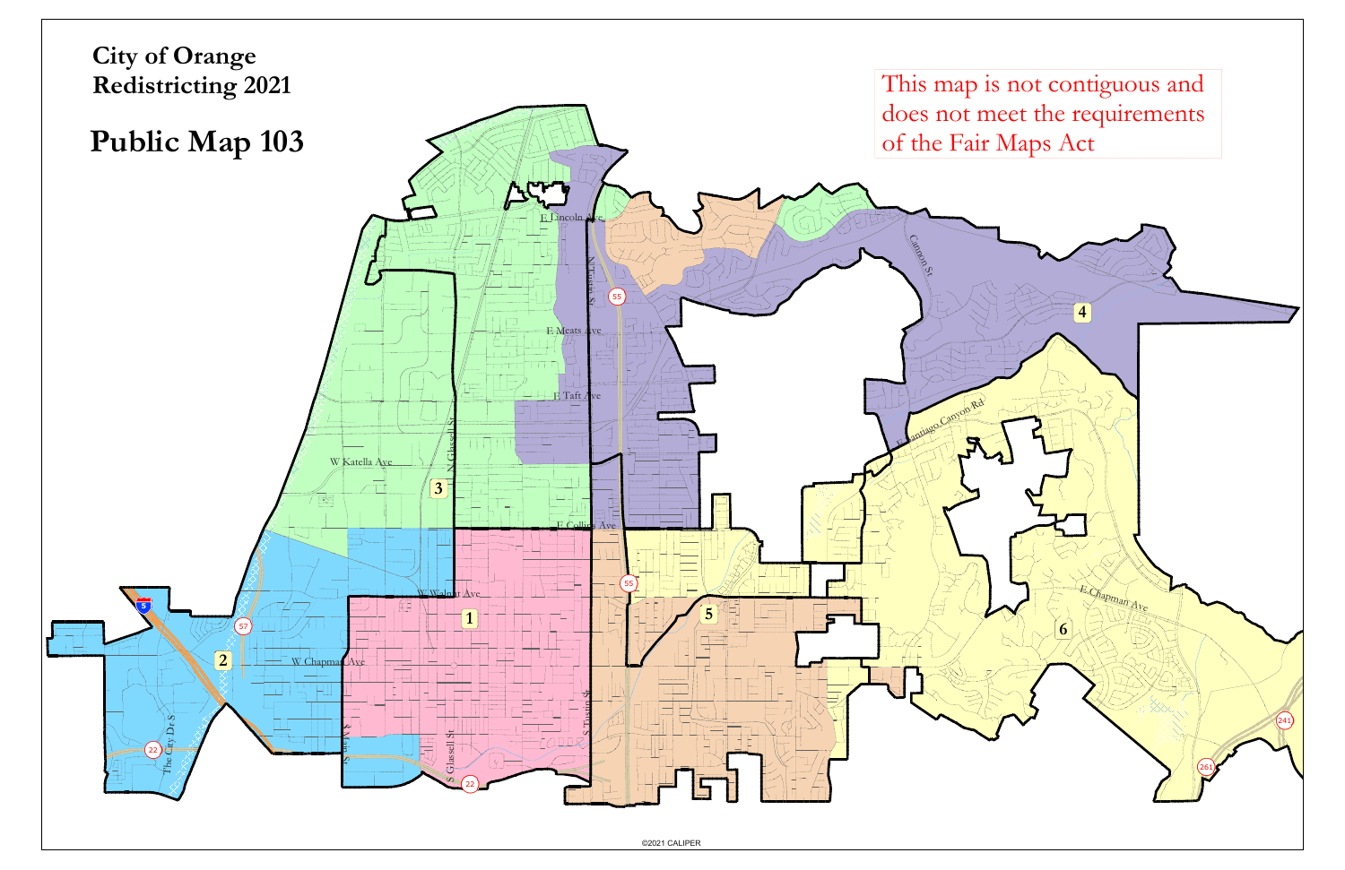# City of Orange
# Redistricting 2021

## Public Map 103

This map is not contiguous and does not meet the requirements of the Fair Maps Act

©2021 CALIPER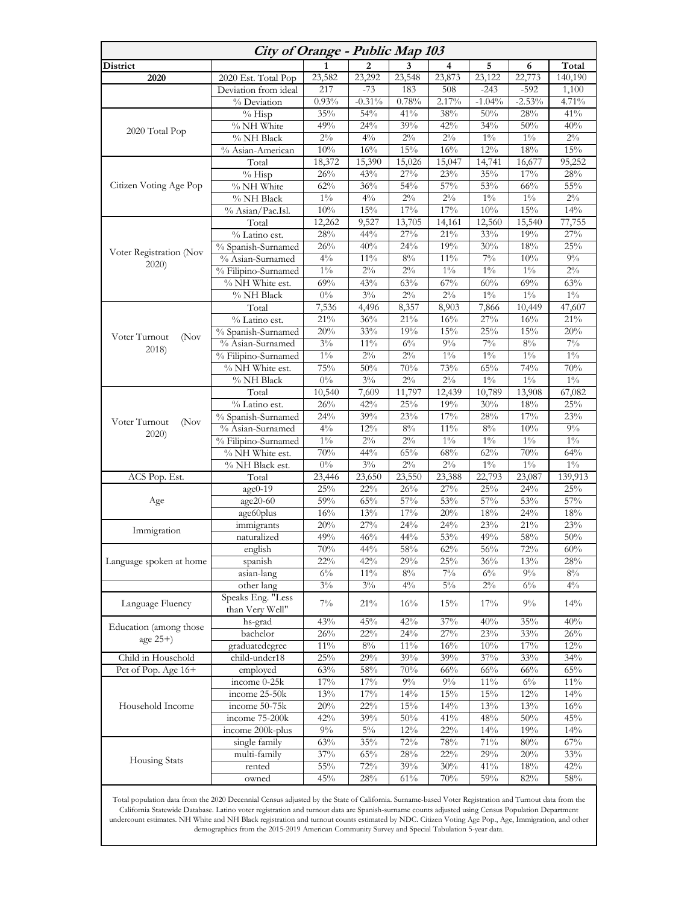| City of Orange - Public Map 103 | | | | | | | | |
|---|---|---|---|---|---|---|---|---|
| District | | 1 | 2 | 3 | 4 | 5 | 6 | Total |
| 2020 | 2020 Est. Total Pop | 23,582 | 23,292 | 23,548 | 23,873 | 23,122 | 22,773 | 140,190 |
| | Deviation from ideal | 217 | -73 | 183 | 508 | -243 | -592 | 1,100 |
| | % Deviation | 0.93% | -0.31% | 0.78% | 2.17% | -1.04% | -2.53% | 4.71% |
| 2020 Total Pop | % Hisp | 35% | 54% | 41% | 38% | 50% | 28% | 41% |
| | % NH White | 49% | 24% | 39% | 42% | 34% | 50% | 40% |
| | % NH Black | 2% | 4% | 2% | 2% | 1% | 1% | 2% |
| | % Asian-American | 10% | 16% | 15% | 16% | 12% | 18% | 15% |
| Citizen Voting Age Pop | Total | 18,372 | 15,390 | 15,026 | 15,047 | 14,741 | 16,677 | 95,252 |
| | % Hisp | 26% | 43% | 27% | 23% | 35% | 17% | 28% |
| | % NH White | 62% | 36% | 54% | 57% | 53% | 66% | 55% |
| | % NH Black | 1% | 4% | 2% | 2% | 1% | 1% | 2% |
| | % Asian/Pac.Isl. | 10% | 15% | 17% | 17% | 10% | 15% | 14% |
| Voter Registration (Nov 2020) | Total | 12,262 | 9,527 | 13,705 | 14,161 | 12,560 | 15,540 | 77,755 |
| | % Latino est. | 28% | 44% | 27% | 21% | 33% | 19% | 27% |
| | % Spanish-Surnamed | 26% | 40% | 24% | 19% | 30% | 18% | 25% |
| | % Asian-Surnamed | 4% | 11% | 8% | 11% | 7% | 10% | 9% |
| | % Filipino-Surnamed | 1% | 2% | 2% | 1% | 1% | 1% | 2% |
| | % NH White est. | 69% | 43% | 63% | 67% | 60% | 69% | 63% |
| | % NH Black | 0% | 3% | 2% | 2% | 1% | 1% | 1% |
| Voter Turnout (Nov 2018) | Total | 7,536 | 4,496 | 8,357 | 8,903 | 7,866 | 10,449 | 47,607 |
| | % Latino est. | 21% | 36% | 21% | 16% | 27% | 16% | 21% |
| | % Spanish-Surnamed | 20% | 33% | 19% | 15% | 25% | 15% | 20% |
| | % Asian-Surnamed | 3% | 11% | 6% | 9% | 7% | 8% | 7% |
| | % Filipino-Surnamed | 1% | 2% | 2% | 1% | 1% | 1% | 1% |
| | % NH White est. | 75% | 50% | 70% | 73% | 65% | 74% | 70% |
| | % NH Black | 0% | 3% | 2% | 2% | 1% | 1% | 1% |
| Voter Turnout (Nov 2020) | Total | 10,540 | 7,609 | 11,797 | 12,439 | 10,789 | 13,908 | 67,082 |
| | % Latino est. | 26% | 42% | 25% | 19% | 30% | 18% | 25% |
| | % Spanish-Surnamed | 24% | 39% | 23% | 17% | 28% | 17% | 23% |
| | % Asian-Surnamed | 4% | 12% | 8% | 11% | 8% | 10% | 9% |
| | % Filipino-Surnamed | 1% | 2% | 2% | 1% | 1% | 1% | 1% |
| | % NH White est. | 70% | 44% | 65% | 68% | 62% | 70% | 64% |
| | % NH Black est. | 0% | 3% | 2% | 2% | 1% | 1% | 1% |
| ACS Pop. Est. | Total | 23,446 | 23,650 | 23,550 | 23,388 | 22,793 | 23,087 | 139,913 |
| Age | age0-19 | 25% | 22% | 26% | 27% | 25% | 24% | 25% |
| | age20-60 | 59% | 65% | 57% | 53% | 57% | 53% | 57% |
| | age60plus | 16% | 13% | 17% | 20% | 18% | 24% | 18% |
| Immigration | immigrants | 20% | 27% | 24% | 24% | 23% | 21% | 23% |
| | naturalized | 49% | 46% | 44% | 53% | 49% | 58% | 50% |
| Language spoken at home | english | 70% | 44% | 58% | 62% | 56% | 72% | 60% |
| | spanish | 22% | 42% | 29% | 25% | 36% | 13% | 28% |
| | asian-lang | 6% | 11% | 8% | 7% | 6% | 9% | 8% |
| | other lang | 3% | 3% | 4% | 5% | 2% | 6% | 4% |
| Language Fluency | Speaks Eng. "Less than Very Well" | 7% | 21% | 16% | 15% | 17% | 9% | 14% |
| Education (among those age 25+) | hs-grad | 43% | 45% | 42% | 37% | 40% | 35% | 40% |
| | bachelor | 26% | 22% | 24% | 27% | 23% | 33% | 26% |
| | graduatedegree | 11% | 8% | 11% | 16% | 10% | 17% | 12% |
| Child in Household | child-under18 | 25% | 29% | 39% | 39% | 37% | 33% | 34% |
| Pct of Pop. Age 16+ | employed | 63% | 58% | 70% | 66% | 66% | 66% | 65% |
| Household Income | income 0-25k | 17% | 17% | 9% | 9% | 11% | 6% | 11% |
| | income 25-50k | 13% | 17% | 14% | 15% | 15% | 12% | 14% |
| | income 50-75k | 20% | 22% | 15% | 14% | 13% | 13% | 16% |
| | income 75-200k | 42% | 39% | 50% | 41% | 48% | 50% | 45% |
| | income 200k-plus | 9% | 5% | 12% | 22% | 14% | 19% | 14% |
| Housing Stats | single family | 63% | 35% | 72% | 78% | 71% | 80% | 67% |
| | multi-family | 37% | 65% | 28% | 22% | 29% | 20% | 33% |
| | rented | 55% | 72% | 39% | 30% | 41% | 18% | 42% |
| | owned | 45% | 28% | 61% | 70% | 59% | 82% | 58% |

Total population data from the 2020 Decennial Census adjusted by the State of California. Surname-based Voter Registration and Turnout data from the California Statewide Database. Latino voter registration and turnout data are Spanish-surname counts adjusted using Census Population Department undercount estimates. NH White and NH Black registration and turnout counts estimated by NDC. Citizen Voting Age Pop., Age, Immigration, and other demographics from the 2015-2019 American Community Survey and Special Tabulation 5-year data.